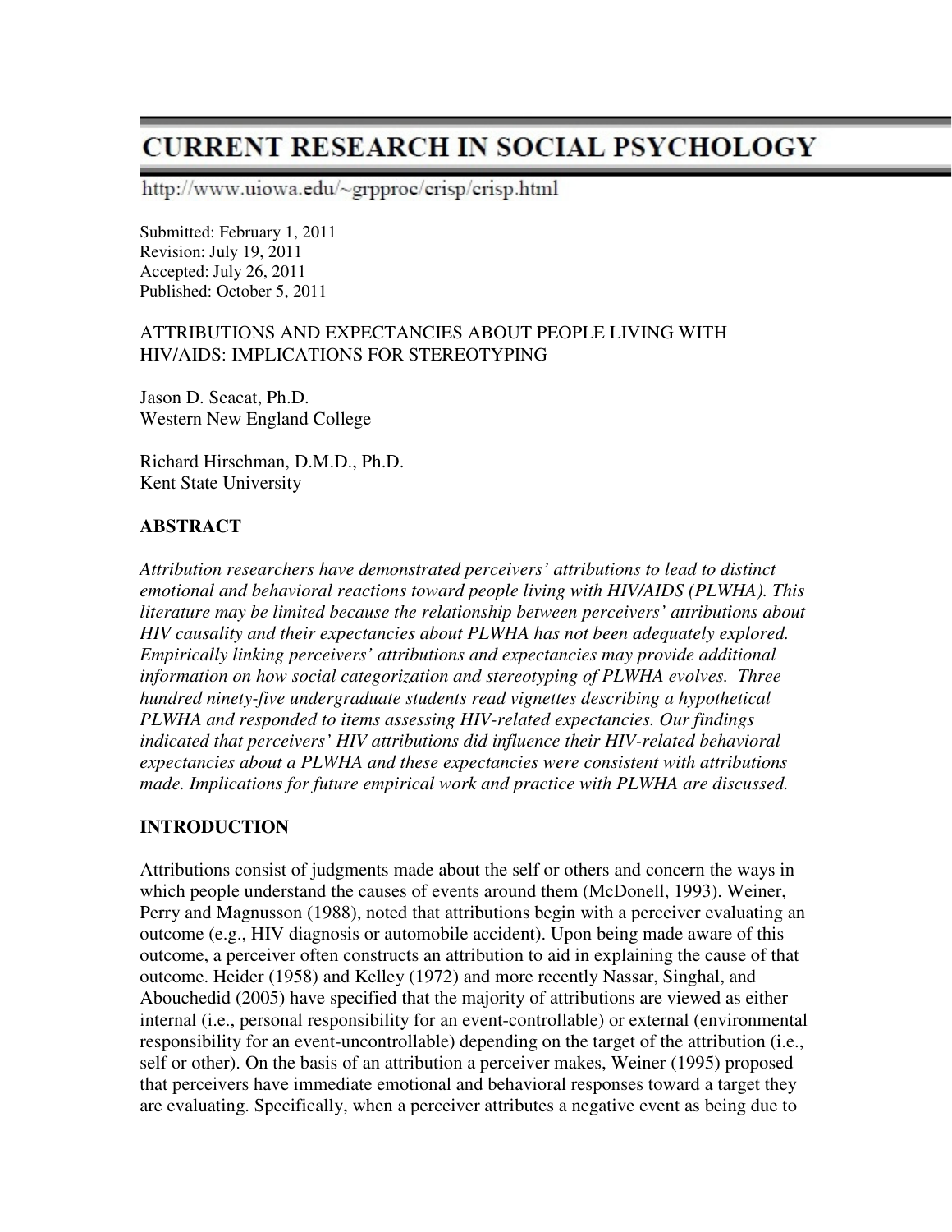# CURRENT RESEARCH IN SOCIAL PSYCHOLOGY

http://www.uiowa.edu/~grpproc/crisp/crisp.html

Submitted: February 1, 2011
Revision: July 19, 2011
Accepted: July 26, 2011
Published: October 5, 2011

## ATTRIBUTIONS AND EXPECTANCIES ABOUT PEOPLE LIVING WITH HIV/AIDS: IMPLICATIONS FOR STEREOTYPING

Jason D. Seacat, Ph.D.
Western New England College

Richard Hirschman, D.M.D., Ph.D.
Kent State University

### ABSTRACT

*Attribution researchers have demonstrated perceivers' attributions to lead to distinct emotional and behavioral reactions toward people living with HIV/AIDS (PLWHA). This literature may be limited because the relationship between perceivers' attributions about HIV causality and their expectancies about PLWHA has not been adequately explored. Empirically linking perceivers' attributions and expectancies may provide additional information on how social categorization and stereotyping of PLWHA evolves. Three hundred ninety-five undergraduate students read vignettes describing a hypothetical PLWHA and responded to items assessing HIV-related expectancies. Our findings indicated that perceivers' HIV attributions did influence their HIV-related behavioral expectancies about a PLWHA and these expectancies were consistent with attributions made. Implications for future empirical work and practice with PLWHA are discussed.*

### INTRODUCTION

Attributions consist of judgments made about the self or others and concern the ways in which people understand the causes of events around them (McDonell, 1993). Weiner, Perry and Magnusson (1988), noted that attributions begin with a perceiver evaluating an outcome (e.g., HIV diagnosis or automobile accident). Upon being made aware of this outcome, a perceiver often constructs an attribution to aid in explaining the cause of that outcome. Heider (1958) and Kelley (1972) and more recently Nassar, Singhal, and Abouchedid (2005) have specified that the majority of attributions are viewed as either internal (i.e., personal responsibility for an event-controllable) or external (environmental responsibility for an event-uncontrollable) depending on the target of the attribution (i.e., self or other). On the basis of an attribution a perceiver makes, Weiner (1995) proposed that perceivers have immediate emotional and behavioral responses toward a target they are evaluating. Specifically, when a perceiver attributes a negative event as being due to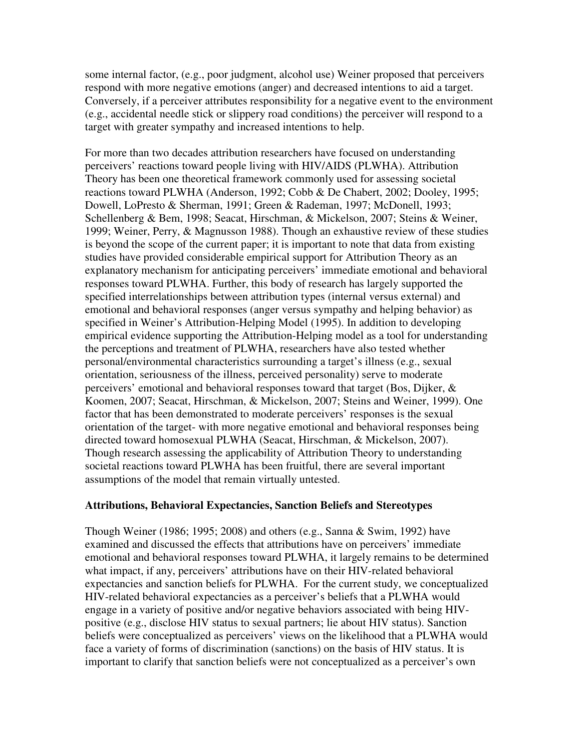some internal factor, (e.g., poor judgment, alcohol use) Weiner proposed that perceivers respond with more negative emotions (anger) and decreased intentions to aid a target. Conversely, if a perceiver attributes responsibility for a negative event to the environment (e.g., accidental needle stick or slippery road conditions) the perceiver will respond to a target with greater sympathy and increased intentions to help.

For more than two decades attribution researchers have focused on understanding perceivers' reactions toward people living with HIV/AIDS (PLWHA). Attribution Theory has been one theoretical framework commonly used for assessing societal reactions toward PLWHA (Anderson, 1992; Cobb & De Chabert, 2002; Dooley, 1995; Dowell, LoPresto & Sherman, 1991; Green & Rademan, 1997; McDonell, 1993; Schellenberg & Bem, 1998; Seacat, Hirschman, & Mickelson, 2007; Steins & Weiner, 1999; Weiner, Perry, & Magnusson 1988). Though an exhaustive review of these studies is beyond the scope of the current paper; it is important to note that data from existing studies have provided considerable empirical support for Attribution Theory as an explanatory mechanism for anticipating perceivers' immediate emotional and behavioral responses toward PLWHA. Further, this body of research has largely supported the specified interrelationships between attribution types (internal versus external) and emotional and behavioral responses (anger versus sympathy and helping behavior) as specified in Weiner's Attribution-Helping Model (1995). In addition to developing empirical evidence supporting the Attribution-Helping model as a tool for understanding the perceptions and treatment of PLWHA, researchers have also tested whether personal/environmental characteristics surrounding a target's illness (e.g., sexual orientation, seriousness of the illness, perceived personality) serve to moderate perceivers' emotional and behavioral responses toward that target (Bos, Dijker, & Koomen, 2007; Seacat, Hirschman, & Mickelson, 2007; Steins and Weiner, 1999). One factor that has been demonstrated to moderate perceivers' responses is the sexual orientation of the target- with more negative emotional and behavioral responses being directed toward homosexual PLWHA (Seacat, Hirschman, & Mickelson, 2007). Though research assessing the applicability of Attribution Theory to understanding societal reactions toward PLWHA has been fruitful, there are several important assumptions of the model that remain virtually untested.

### Attributions, Behavioral Expectancies, Sanction Beliefs and Stereotypes

Though Weiner (1986; 1995; 2008) and others (e.g., Sanna & Swim, 1992) have examined and discussed the effects that attributions have on perceivers' immediate emotional and behavioral responses toward PLWHA, it largely remains to be determined what impact, if any, perceivers' attributions have on their HIV-related behavioral expectancies and sanction beliefs for PLWHA. For the current study, we conceptualized HIV-related behavioral expectancies as a perceiver's beliefs that a PLWHA would engage in a variety of positive and/or negative behaviors associated with being HIV-positive (e.g., disclose HIV status to sexual partners; lie about HIV status). Sanction beliefs were conceptualized as perceivers' views on the likelihood that a PLWHA would face a variety of forms of discrimination (sanctions) on the basis of HIV status. It is important to clarify that sanction beliefs were not conceptualized as a perceiver's own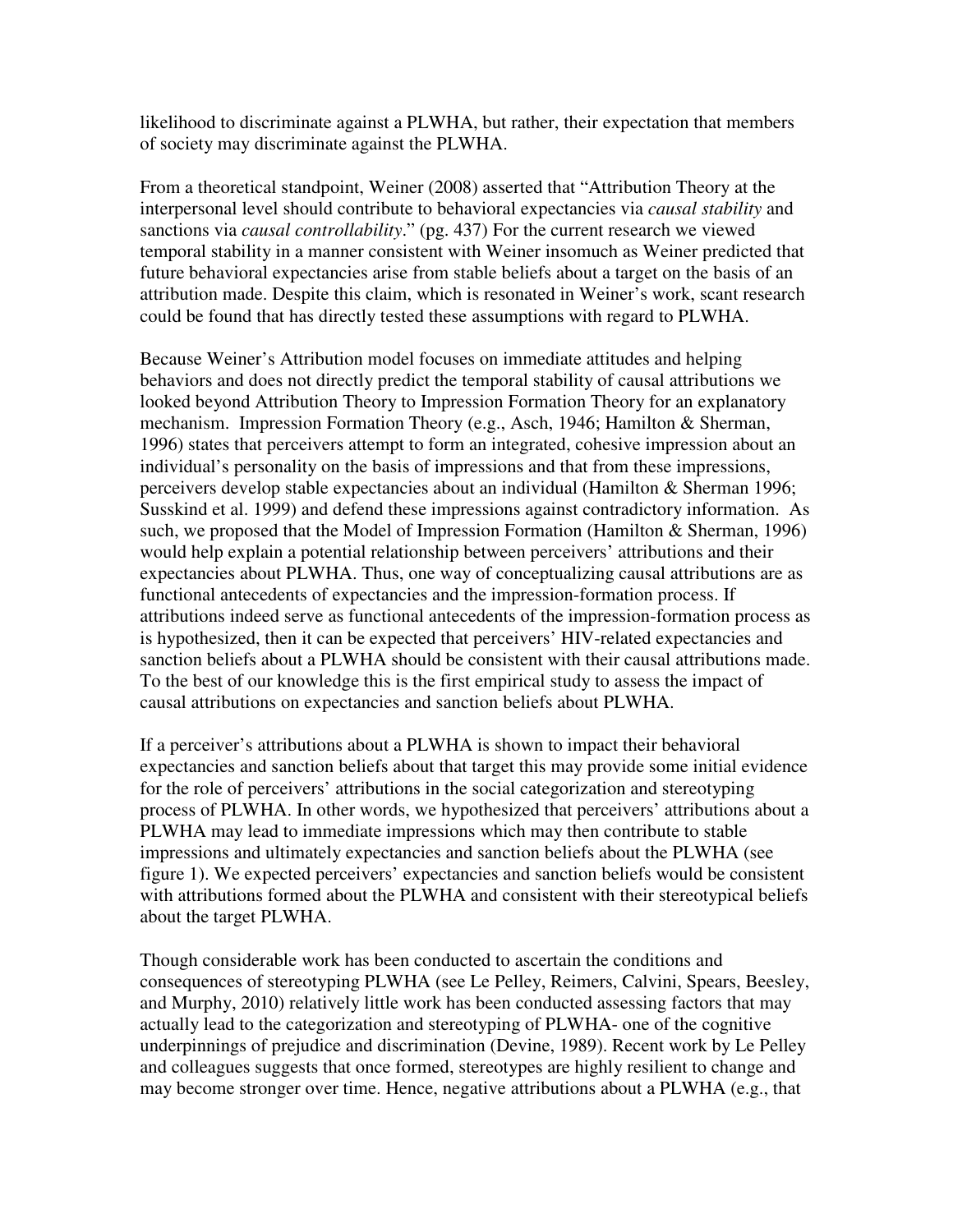likelihood to discriminate against a PLWHA, but rather, their expectation that members of society may discriminate against the PLWHA.

From a theoretical standpoint, Weiner (2008) asserted that "Attribution Theory at the interpersonal level should contribute to behavioral expectancies via *causal stability* and sanctions via *causal controllability*." (pg. 437) For the current research we viewed temporal stability in a manner consistent with Weiner insomuch as Weiner predicted that future behavioral expectancies arise from stable beliefs about a target on the basis of an attribution made. Despite this claim, which is resonated in Weiner's work, scant research could be found that has directly tested these assumptions with regard to PLWHA.

Because Weiner's Attribution model focuses on immediate attitudes and helping behaviors and does not directly predict the temporal stability of causal attributions we looked beyond Attribution Theory to Impression Formation Theory for an explanatory mechanism. Impression Formation Theory (e.g., Asch, 1946; Hamilton & Sherman, 1996) states that perceivers attempt to form an integrated, cohesive impression about an individual's personality on the basis of impressions and that from these impressions, perceivers develop stable expectancies about an individual (Hamilton & Sherman 1996; Susskind et al. 1999) and defend these impressions against contradictory information. As such, we proposed that the Model of Impression Formation (Hamilton & Sherman, 1996) would help explain a potential relationship between perceivers' attributions and their expectancies about PLWHA. Thus, one way of conceptualizing causal attributions are as functional antecedents of expectancies and the impression-formation process. If attributions indeed serve as functional antecedents of the impression-formation process as is hypothesized, then it can be expected that perceivers' HIV-related expectancies and sanction beliefs about a PLWHA should be consistent with their causal attributions made. To the best of our knowledge this is the first empirical study to assess the impact of causal attributions on expectancies and sanction beliefs about PLWHA.

If a perceiver's attributions about a PLWHA is shown to impact their behavioral expectancies and sanction beliefs about that target this may provide some initial evidence for the role of perceivers' attributions in the social categorization and stereotyping process of PLWHA. In other words, we hypothesized that perceivers' attributions about a PLWHA may lead to immediate impressions which may then contribute to stable impressions and ultimately expectancies and sanction beliefs about the PLWHA (see figure 1). We expected perceivers' expectancies and sanction beliefs would be consistent with attributions formed about the PLWHA and consistent with their stereotypical beliefs about the target PLWHA.

Though considerable work has been conducted to ascertain the conditions and consequences of stereotyping PLWHA (see Le Pelley, Reimers, Calvini, Spears, Beesley, and Murphy, 2010) relatively little work has been conducted assessing factors that may actually lead to the categorization and stereotyping of PLWHA- one of the cognitive underpinnings of prejudice and discrimination (Devine, 1989). Recent work by Le Pelley and colleagues suggests that once formed, stereotypes are highly resilient to change and may become stronger over time. Hence, negative attributions about a PLWHA (e.g., that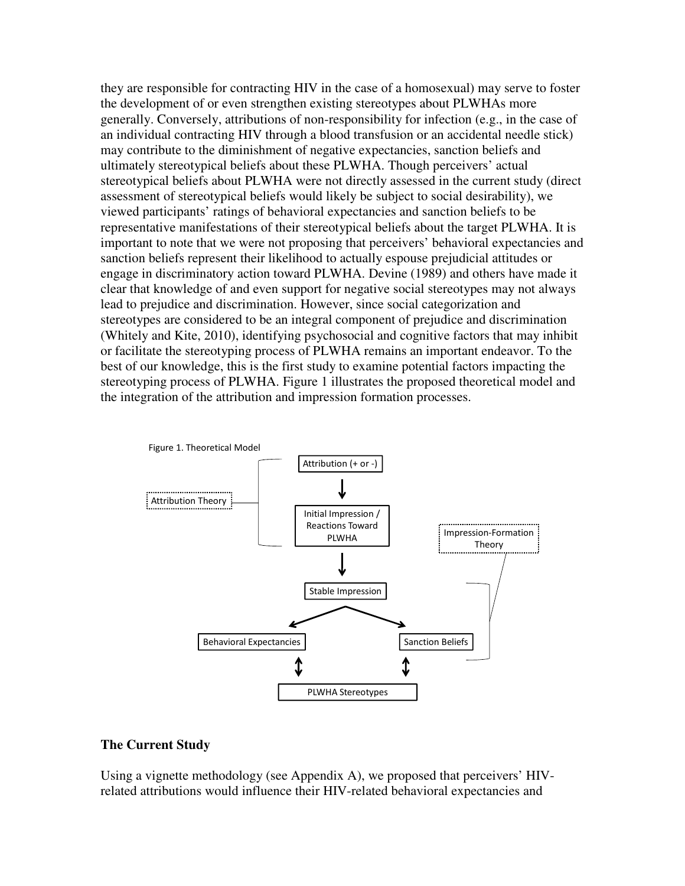they are responsible for contracting HIV in the case of a homosexual) may serve to foster the development of or even strengthen existing stereotypes about PLWHAs more generally. Conversely, attributions of non-responsibility for infection (e.g., in the case of an individual contracting HIV through a blood transfusion or an accidental needle stick) may contribute to the diminishment of negative expectancies, sanction beliefs and ultimately stereotypical beliefs about these PLWHA. Though perceivers' actual stereotypical beliefs about PLWHA were not directly assessed in the current study (direct assessment of stereotypical beliefs would likely be subject to social desirability), we viewed participants' ratings of behavioral expectancies and sanction beliefs to be representative manifestations of their stereotypical beliefs about the target PLWHA. It is important to note that we were not proposing that perceivers' behavioral expectancies and sanction beliefs represent their likelihood to actually espouse prejudicial attitudes or engage in discriminatory action toward PLWHA. Devine (1989) and others have made it clear that knowledge of and even support for negative social stereotypes may not always lead to prejudice and discrimination. However, since social categorization and stereotypes are considered to be an integral component of prejudice and discrimination (Whitely and Kite, 2010), identifying psychosocial and cognitive factors that may inhibit or facilitate the stereotyping process of PLWHA remains an important endeavor. To the best of our knowledge, this is the first study to examine potential factors impacting the stereotyping process of PLWHA. Figure 1 illustrates the proposed theoretical model and the integration of the attribution and impression formation processes.

Figure 1. Theoretical Model

## The Current Study

Using a vignette methodology (see Appendix A), we proposed that perceivers' HIV-related attributions would influence their HIV-related behavioral expectancies and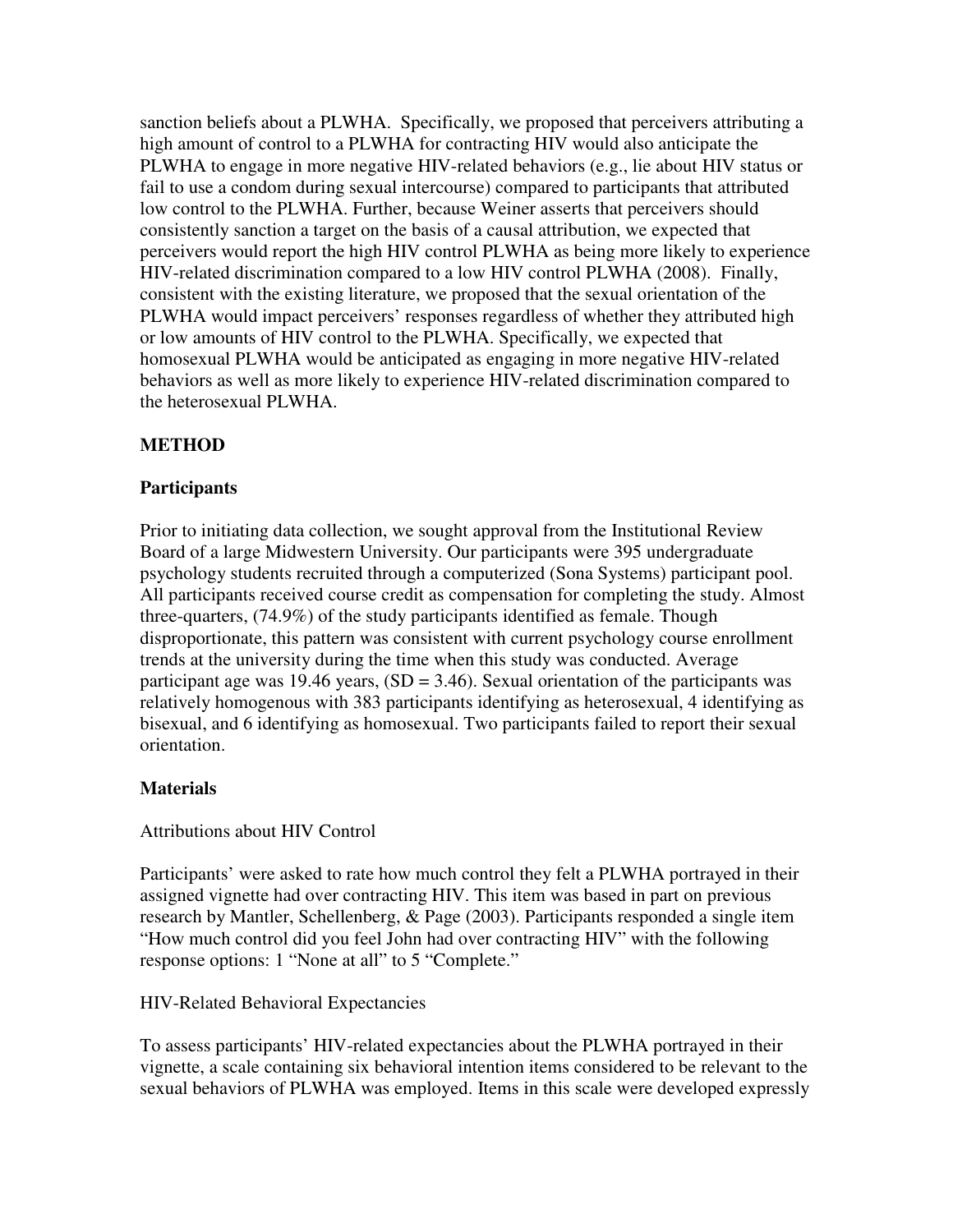sanction beliefs about a PLWHA. Specifically, we proposed that perceivers attributing a high amount of control to a PLWHA for contracting HIV would also anticipate the PLWHA to engage in more negative HIV-related behaviors (e.g., lie about HIV status or fail to use a condom during sexual intercourse) compared to participants that attributed low control to the PLWHA. Further, because Weiner asserts that perceivers should consistently sanction a target on the basis of a causal attribution, we expected that perceivers would report the high HIV control PLWHA as being more likely to experience HIV-related discrimination compared to a low HIV control PLWHA (2008). Finally, consistent with the existing literature, we proposed that the sexual orientation of the PLWHA would impact perceivers' responses regardless of whether they attributed high or low amounts of HIV control to the PLWHA. Specifically, we expected that homosexual PLWHA would be anticipated as engaging in more negative HIV-related behaviors as well as more likely to experience HIV-related discrimination compared to the heterosexual PLWHA.

## METHOD

### Participants

Prior to initiating data collection, we sought approval from the Institutional Review Board of a large Midwestern University. Our participants were 395 undergraduate psychology students recruited through a computerized (Sona Systems) participant pool. All participants received course credit as compensation for completing the study. Almost three-quarters, (74.9%) of the study participants identified as female. Though disproportionate, this pattern was consistent with current psychology course enrollment trends at the university during the time when this study was conducted. Average participant age was 19.46 years, ($SD = 3.46$). Sexual orientation of the participants was relatively homogenous with 383 participants identifying as heterosexual, 4 identifying as bisexual, and 6 identifying as homosexual. Two participants failed to report their sexual orientation.

### Materials

Attributions about HIV Control

Participants' were asked to rate how much control they felt a PLWHA portrayed in their assigned vignette had over contracting HIV. This item was based in part on previous research by Mantler, Schellenberg, & Page (2003). Participants responded a single item "How much control did you feel John had over contracting HIV" with the following response options: 1 "None at all" to 5 "Complete."

HIV-Related Behavioral Expectancies

To assess participants' HIV-related expectancies about the PLWHA portrayed in their vignette, a scale containing six behavioral intention items considered to be relevant to the sexual behaviors of PLWHA was employed. Items in this scale were developed expressly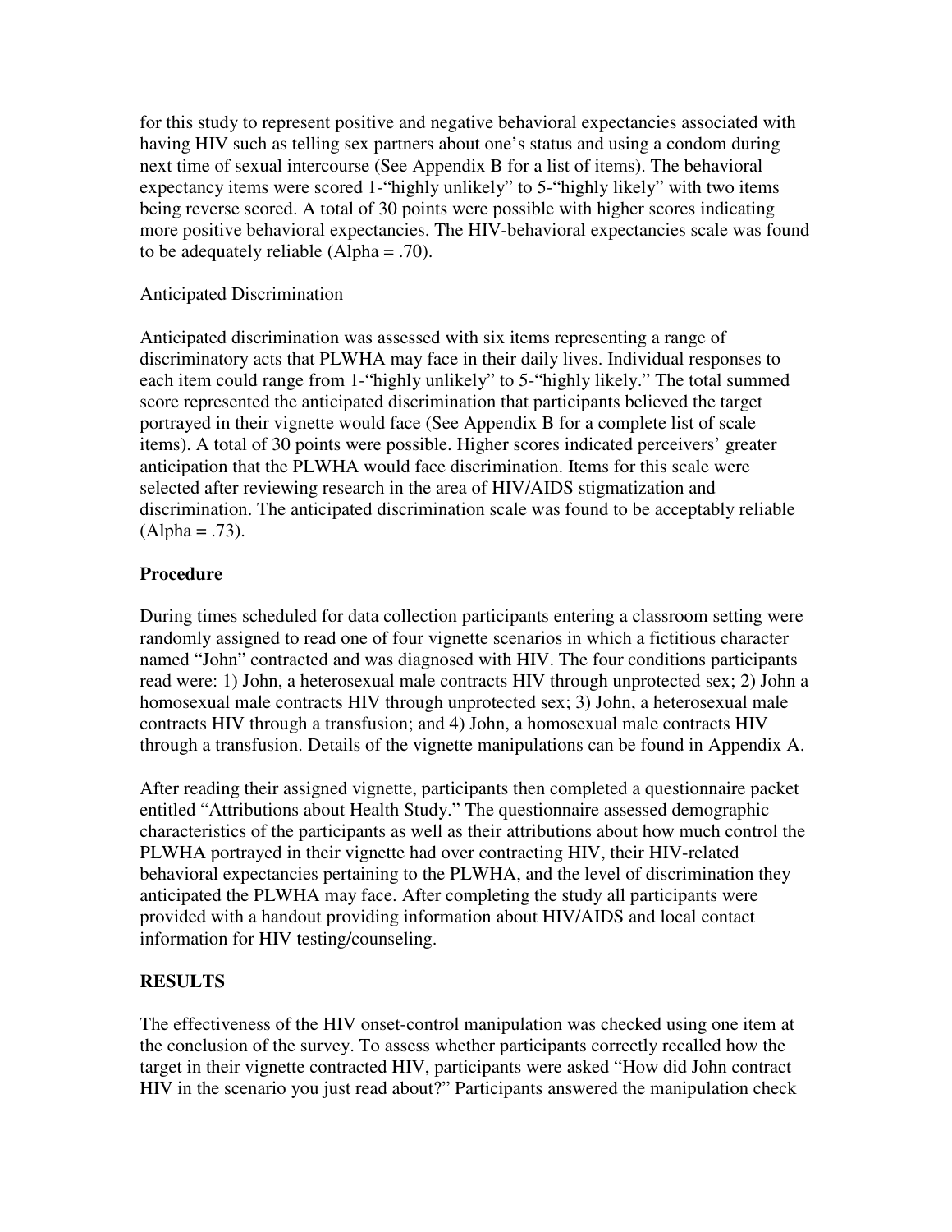for this study to represent positive and negative behavioral expectancies associated with having HIV such as telling sex partners about one's status and using a condom during next time of sexual intercourse (See Appendix B for a list of items). The behavioral expectancy items were scored 1-"highly unlikely" to 5-"highly likely" with two items being reverse scored. A total of 30 points were possible with higher scores indicating more positive behavioral expectancies. The HIV-behavioral expectancies scale was found to be adequately reliable (Alpha = .70).

Anticipated Discrimination

Anticipated discrimination was assessed with six items representing a range of discriminatory acts that PLWHA may face in their daily lives. Individual responses to each item could range from 1-"highly unlikely" to 5-"highly likely." The total summed score represented the anticipated discrimination that participants believed the target portrayed in their vignette would face (See Appendix B for a complete list of scale items). A total of 30 points were possible. Higher scores indicated perceivers' greater anticipation that the PLWHA would face discrimination. Items for this scale were selected after reviewing research in the area of HIV/AIDS stigmatization and discrimination. The anticipated discrimination scale was found to be acceptably reliable (Alpha = .73).

**Procedure**

During times scheduled for data collection participants entering a classroom setting were randomly assigned to read one of four vignette scenarios in which a fictitious character named "John" contracted and was diagnosed with HIV. The four conditions participants read were: 1) John, a heterosexual male contracts HIV through unprotected sex; 2) John a homosexual male contracts HIV through unprotected sex; 3) John, a heterosexual male contracts HIV through a transfusion; and 4) John, a homosexual male contracts HIV through a transfusion. Details of the vignette manipulations can be found in Appendix A.

After reading their assigned vignette, participants then completed a questionnaire packet entitled "Attributions about Health Study." The questionnaire assessed demographic characteristics of the participants as well as their attributions about how much control the PLWHA portrayed in their vignette had over contracting HIV, their HIV-related behavioral expectancies pertaining to the PLWHA, and the level of discrimination they anticipated the PLWHA may face. After completing the study all participants were provided with a handout providing information about HIV/AIDS and local contact information for HIV testing/counseling.

## RESULTS

The effectiveness of the HIV onset-control manipulation was checked using one item at the conclusion of the survey. To assess whether participants correctly recalled how the target in their vignette contracted HIV, participants were asked "How did John contract HIV in the scenario you just read about?" Participants answered the manipulation check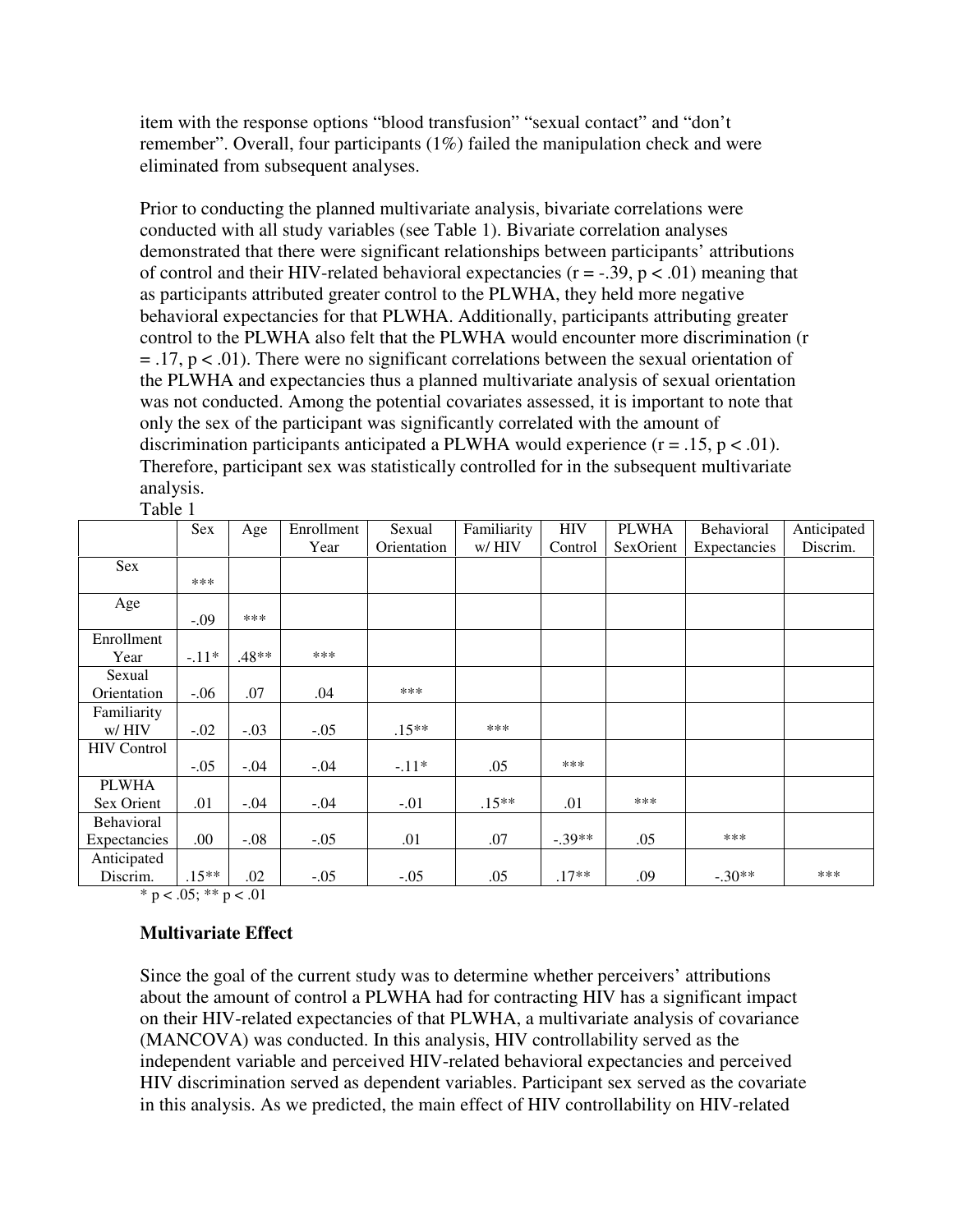item with the response options "blood transfusion" "sexual contact" and "don't remember". Overall, four participants (1%) failed the manipulation check and were eliminated from subsequent analyses.

Prior to conducting the planned multivariate analysis, bivariate correlations were conducted with all study variables (see Table 1). Bivariate correlation analyses demonstrated that there were significant relationships between participants' attributions of control and their HIV-related behavioral expectancies ($r = -.39$, $p < .01$) meaning that as participants attributed greater control to the PLWHA, they held more negative behavioral expectancies for that PLWHA. Additionally, participants attributing greater control to the PLWHA also felt that the PLWHA would encounter more discrimination ($r = .17$, $p < .01$). There were no significant correlations between the sexual orientation of the PLWHA and expectancies thus a planned multivariate analysis of sexual orientation was not conducted. Among the potential covariates assessed, it is important to note that only the sex of the participant was significantly correlated with the amount of discrimination participants anticipated a PLWHA would experience ($r = .15$, $p < .01$). Therefore, participant sex was statistically controlled for in the subsequent multivariate analysis.

Table 1

| | Sex | Age | Enrollment Year | Sexual Orientation | Familiarity w/ HIV | HIV Control | PLWHA SexOrient | Behavioral Expectancies | Anticipated Discrim. |
|---|---|---|---|---|---|---|---|---|---|
| Sex | *** | | | | | | | | |
| Age | -.09 | *** | | | | | | | |
| Enrollment Year | -.11* | .48** | *** | | | | | | |
| Sexual Orientation | -.06 | .07 | .04 | *** | | | | | |
| Familiarity w/ HIV | -.02 | -.03 | -.05 | .15** | *** | | | | |
| HIV Control | -.05 | -.04 | -.04 | -.11* | .05 | *** | | | |
| PLWHA Sex Orient | .01 | -.04 | -.04 | -.01 | .15** | .01 | *** | | |
| Behavioral Expectancies | .00 | -.08 | -.05 | .01 | .07 | -.39** | .05 | *** | |
| Anticipated Discrim. | .15** | .02 | -.05 | -.05 | .05 | .17** | .09 | -.30** | *** |

* $p < .05$; ** $p < .01$

### Multivariate Effect

Since the goal of the current study was to determine whether perceivers' attributions about the amount of control a PLWHA had for contracting HIV has a significant impact on their HIV-related expectancies of that PLWHA, a multivariate analysis of covariance (MANCOVA) was conducted. In this analysis, HIV controllability served as the independent variable and perceived HIV-related behavioral expectancies and perceived HIV discrimination served as dependent variables. Participant sex served as the covariate in this analysis. As we predicted, the main effect of HIV controllability on HIV-related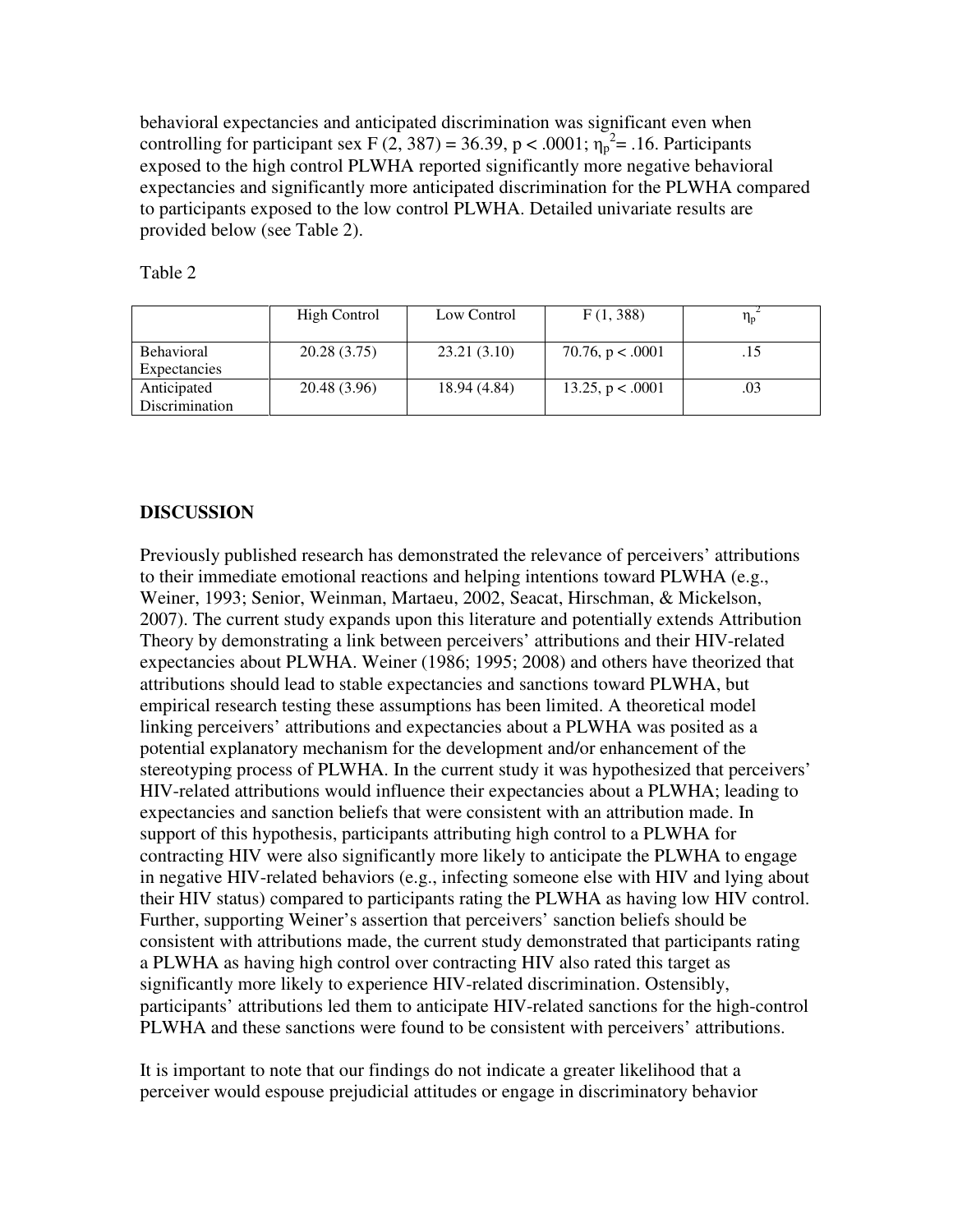behavioral expectancies and anticipated discrimination was significant even when controlling for participant sex $F(2, 387) = 36.39$, $p < .0001$; $\eta_p^2 = .16$. Participants exposed to the high control PLWHA reported significantly more negative behavioral expectancies and significantly more anticipated discrimination for the PLWHA compared to participants exposed to the low control PLWHA. Detailed univariate results are provided below (see Table 2).

Table 2

| | High Control | Low Control | $F(1, 388)$ | $\eta_p^2$ |
|---|---|---|---|---|
| Behavioral Expectancies | 20.28 (3.75) | 23.21 (3.10) | 70.76, $p < .0001$ | .15 |
| Anticipated Discrimination | 20.48 (3.96) | 18.94 (4.84) | 13.25, $p < .0001$ | .03 |

**DISCUSSION**

Previously published research has demonstrated the relevance of perceivers' attributions to their immediate emotional reactions and helping intentions toward PLWHA (e.g., Weiner, 1993; Senior, Weinman, Martaeu, 2002, Seacat, Hirschman, & Mickelson, 2007). The current study expands upon this literature and potentially extends Attribution Theory by demonstrating a link between perceivers' attributions and their HIV-related expectancies about PLWHA. Weiner (1986; 1995; 2008) and others have theorized that attributions should lead to stable expectancies and sanctions toward PLWHA, but empirical research testing these assumptions has been limited. A theoretical model linking perceivers' attributions and expectancies about a PLWHA was posited as a potential explanatory mechanism for the development and/or enhancement of the stereotyping process of PLWHA. In the current study it was hypothesized that perceivers' HIV-related attributions would influence their expectancies about a PLWHA; leading to expectancies and sanction beliefs that were consistent with an attribution made. In support of this hypothesis, participants attributing high control to a PLWHA for contracting HIV were also significantly more likely to anticipate the PLWHA to engage in negative HIV-related behaviors (e.g., infecting someone else with HIV and lying about their HIV status) compared to participants rating the PLWHA as having low HIV control. Further, supporting Weiner's assertion that perceivers' sanction beliefs should be consistent with attributions made, the current study demonstrated that participants rating a PLWHA as having high control over contracting HIV also rated this target as significantly more likely to experience HIV-related discrimination. Ostensibly, participants' attributions led them to anticipate HIV-related sanctions for the high-control PLWHA and these sanctions were found to be consistent with perceivers' attributions.

It is important to note that our findings do not indicate a greater likelihood that a perceiver would espouse prejudicial attitudes or engage in discriminatory behavior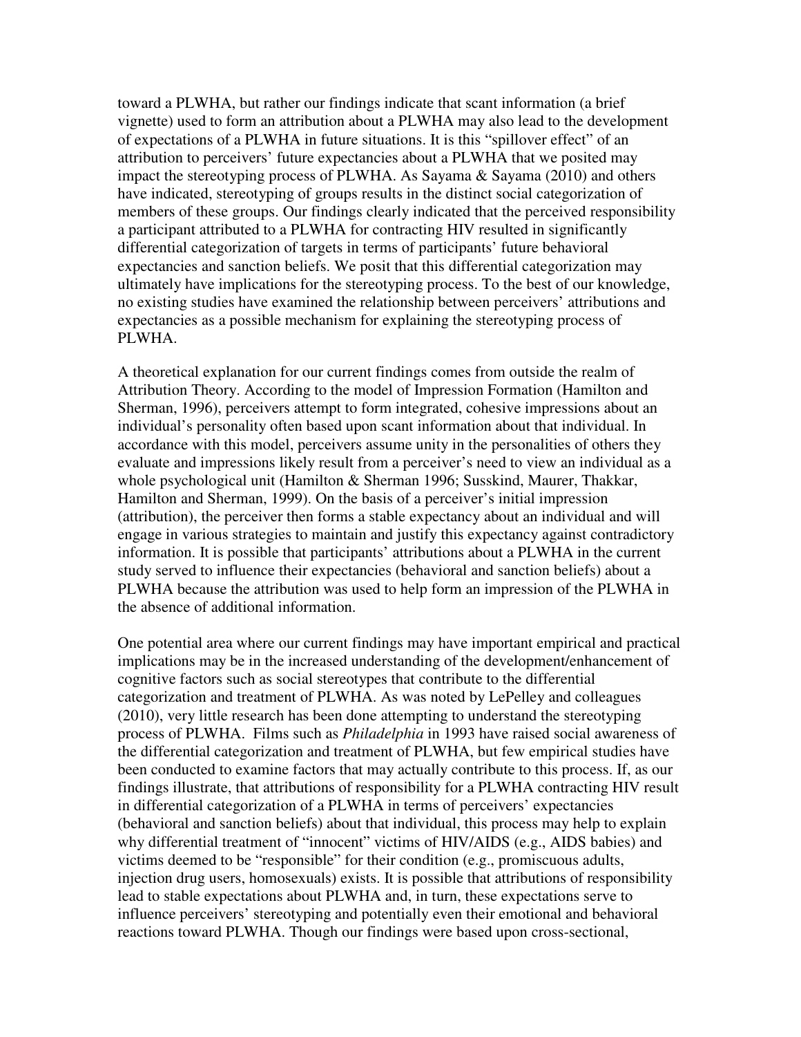toward a PLWHA, but rather our findings indicate that scant information (a brief vignette) used to form an attribution about a PLWHA may also lead to the development of expectations of a PLWHA in future situations. It is this "spillover effect" of an attribution to perceivers' future expectancies about a PLWHA that we posited may impact the stereotyping process of PLWHA. As Sayama & Sayama (2010) and others have indicated, stereotyping of groups results in the distinct social categorization of members of these groups. Our findings clearly indicated that the perceived responsibility a participant attributed to a PLWHA for contracting HIV resulted in significantly differential categorization of targets in terms of participants' future behavioral expectancies and sanction beliefs. We posit that this differential categorization may ultimately have implications for the stereotyping process. To the best of our knowledge, no existing studies have examined the relationship between perceivers' attributions and expectancies as a possible mechanism for explaining the stereotyping process of PLWHA.

A theoretical explanation for our current findings comes from outside the realm of Attribution Theory. According to the model of Impression Formation (Hamilton and Sherman, 1996), perceivers attempt to form integrated, cohesive impressions about an individual's personality often based upon scant information about that individual. In accordance with this model, perceivers assume unity in the personalities of others they evaluate and impressions likely result from a perceiver's need to view an individual as a whole psychological unit (Hamilton & Sherman 1996; Susskind, Maurer, Thakkar, Hamilton and Sherman, 1999). On the basis of a perceiver's initial impression (attribution), the perceiver then forms a stable expectancy about an individual and will engage in various strategies to maintain and justify this expectancy against contradictory information. It is possible that participants' attributions about a PLWHA in the current study served to influence their expectancies (behavioral and sanction beliefs) about a PLWHA because the attribution was used to help form an impression of the PLWHA in the absence of additional information.

One potential area where our current findings may have important empirical and practical implications may be in the increased understanding of the development/enhancement of cognitive factors such as social stereotypes that contribute to the differential categorization and treatment of PLWHA. As was noted by LePelley and colleagues (2010), very little research has been done attempting to understand the stereotyping process of PLWHA. Films such as *Philadelphia* in 1993 have raised social awareness of the differential categorization and treatment of PLWHA, but few empirical studies have been conducted to examine factors that may actually contribute to this process. If, as our findings illustrate, that attributions of responsibility for a PLWHA contracting HIV result in differential categorization of a PLWHA in terms of perceivers' expectancies (behavioral and sanction beliefs) about that individual, this process may help to explain why differential treatment of "innocent" victims of HIV/AIDS (e.g., AIDS babies) and victims deemed to be "responsible" for their condition (e.g., promiscuous adults, injection drug users, homosexuals) exists. It is possible that attributions of responsibility lead to stable expectations about PLWHA and, in turn, these expectations serve to influence perceivers' stereotyping and potentially even their emotional and behavioral reactions toward PLWHA. Though our findings were based upon cross-sectional,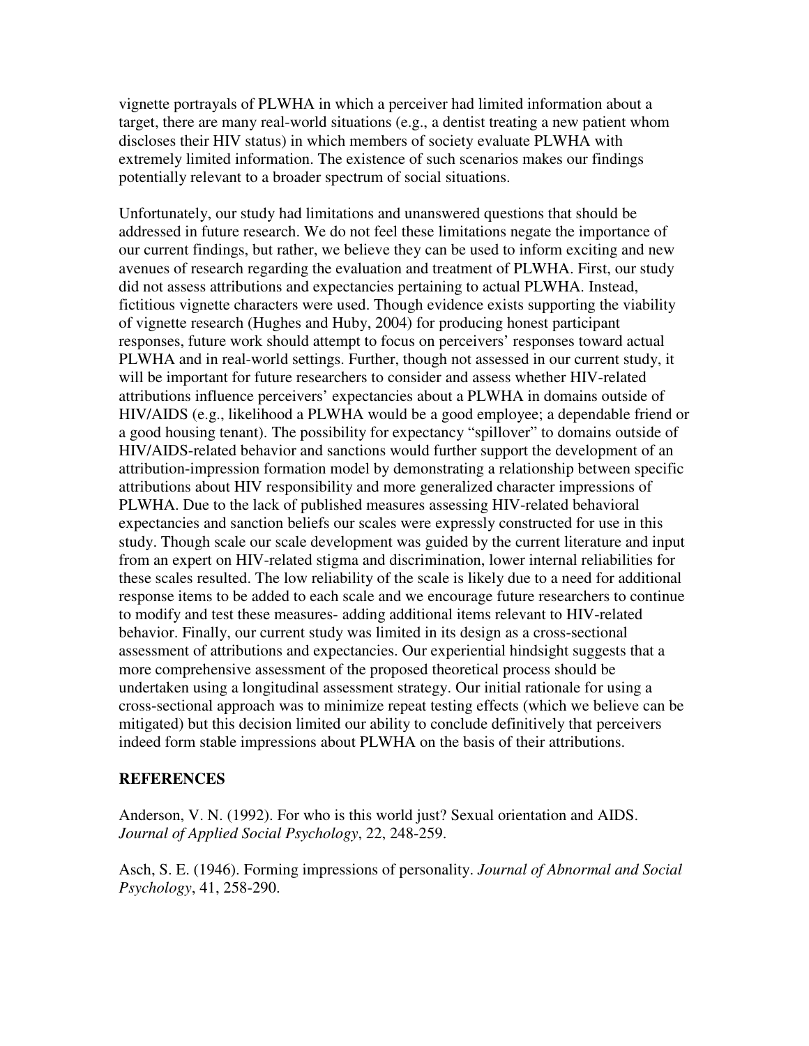vignette portrayals of PLWHA in which a perceiver had limited information about a target, there are many real-world situations (e.g., a dentist treating a new patient whom discloses their HIV status) in which members of society evaluate PLWHA with extremely limited information. The existence of such scenarios makes our findings potentially relevant to a broader spectrum of social situations.

Unfortunately, our study had limitations and unanswered questions that should be addressed in future research. We do not feel these limitations negate the importance of our current findings, but rather, we believe they can be used to inform exciting and new avenues of research regarding the evaluation and treatment of PLWHA. First, our study did not assess attributions and expectancies pertaining to actual PLWHA. Instead, fictitious vignette characters were used. Though evidence exists supporting the viability of vignette research (Hughes and Huby, 2004) for producing honest participant responses, future work should attempt to focus on perceivers' responses toward actual PLWHA and in real-world settings. Further, though not assessed in our current study, it will be important for future researchers to consider and assess whether HIV-related attributions influence perceivers' expectancies about a PLWHA in domains outside of HIV/AIDS (e.g., likelihood a PLWHA would be a good employee; a dependable friend or a good housing tenant). The possibility for expectancy "spillover" to domains outside of HIV/AIDS-related behavior and sanctions would further support the development of an attribution-impression formation model by demonstrating a relationship between specific attributions about HIV responsibility and more generalized character impressions of PLWHA. Due to the lack of published measures assessing HIV-related behavioral expectancies and sanction beliefs our scales were expressly constructed for use in this study. Though scale our scale development was guided by the current literature and input from an expert on HIV-related stigma and discrimination, lower internal reliabilities for these scales resulted. The low reliability of the scale is likely due to a need for additional response items to be added to each scale and we encourage future researchers to continue to modify and test these measures- adding additional items relevant to HIV-related behavior. Finally, our current study was limited in its design as a cross-sectional assessment of attributions and expectancies. Our experiential hindsight suggests that a more comprehensive assessment of the proposed theoretical process should be undertaken using a longitudinal assessment strategy. Our initial rationale for using a cross-sectional approach was to minimize repeat testing effects (which we believe can be mitigated) but this decision limited our ability to conclude definitively that perceivers indeed form stable impressions about PLWHA on the basis of their attributions.

## REFERENCES

Anderson, V. N. (1992). For who is this world just? Sexual orientation and AIDS. *Journal of Applied Social Psychology*, 22, 248-259.

Asch, S. E. (1946). Forming impressions of personality. *Journal of Abnormal and Social Psychology*, 41, 258-290.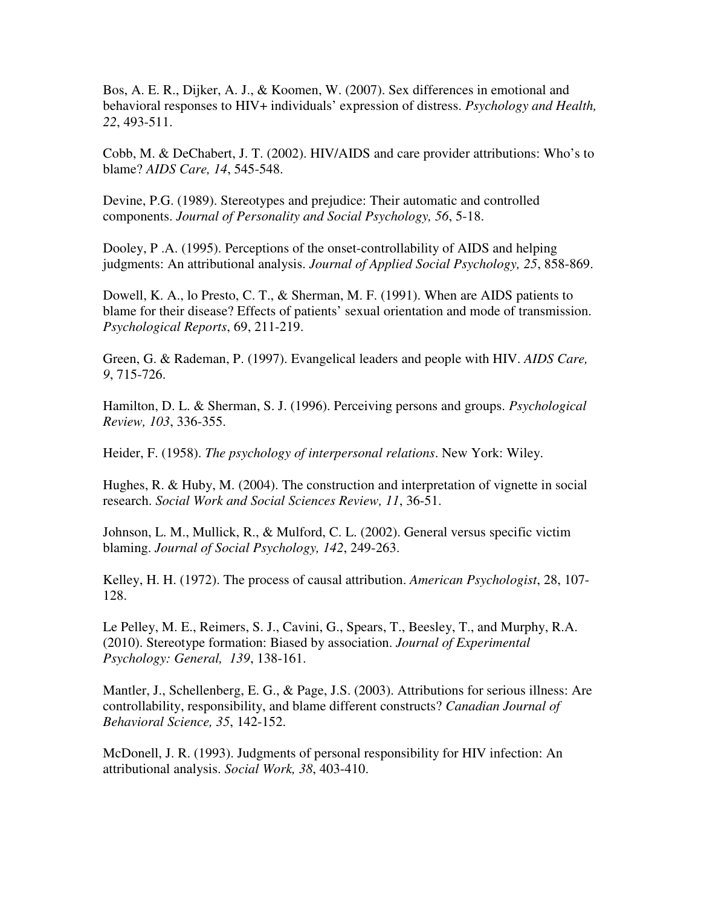Bos, A. E. R., Dijker, A. J., & Koomen, W. (2007). Sex differences in emotional and behavioral responses to HIV+ individuals' expression of distress. *Psychology and Health, 22*, 493-511.

Cobb, M. & DeChabert, J. T. (2002). HIV/AIDS and care provider attributions: Who's to blame? *AIDS Care, 14*, 545-548.

Devine, P.G. (1989). Stereotypes and prejudice: Their automatic and controlled components. *Journal of Personality and Social Psychology, 56*, 5-18.

Dooley, P .A. (1995). Perceptions of the onset-controllability of AIDS and helping judgments: An attributional analysis. *Journal of Applied Social Psychology, 25*, 858-869.

Dowell, K. A., lo Presto, C. T., & Sherman, M. F. (1991). When are AIDS patients to blame for their disease? Effects of patients' sexual orientation and mode of transmission. *Psychological Reports*, 69, 211-219.

Green, G. & Rademan, P. (1997). Evangelical leaders and people with HIV. *AIDS Care, 9*, 715-726.

Hamilton, D. L. & Sherman, S. J. (1996). Perceiving persons and groups. *Psychological Review, 103*, 336-355.

Heider, F. (1958). *The psychology of interpersonal relations*. New York: Wiley.

Hughes, R. & Huby, M. (2004). The construction and interpretation of vignette in social research. *Social Work and Social Sciences Review, 11*, 36-51.

Johnson, L. M., Mullick, R., & Mulford, C. L. (2002). General versus specific victim blaming. *Journal of Social Psychology, 142*, 249-263.

Kelley, H. H. (1972). The process of causal attribution. *American Psychologist*, 28, 107-128.

Le Pelley, M. E., Reimers, S. J., Cavini, G., Spears, T., Beesley, T., and Murphy, R.A. (2010). Stereotype formation: Biased by association. *Journal of Experimental Psychology: General, 139*, 138-161.

Mantler, J., Schellenberg, E. G., & Page, J.S. (2003). Attributions for serious illness: Are controllability, responsibility, and blame different constructs? *Canadian Journal of Behavioral Science, 35*, 142-152.

McDonell, J. R. (1993). Judgments of personal responsibility for HIV infection: An attributional analysis. *Social Work, 38*, 403-410.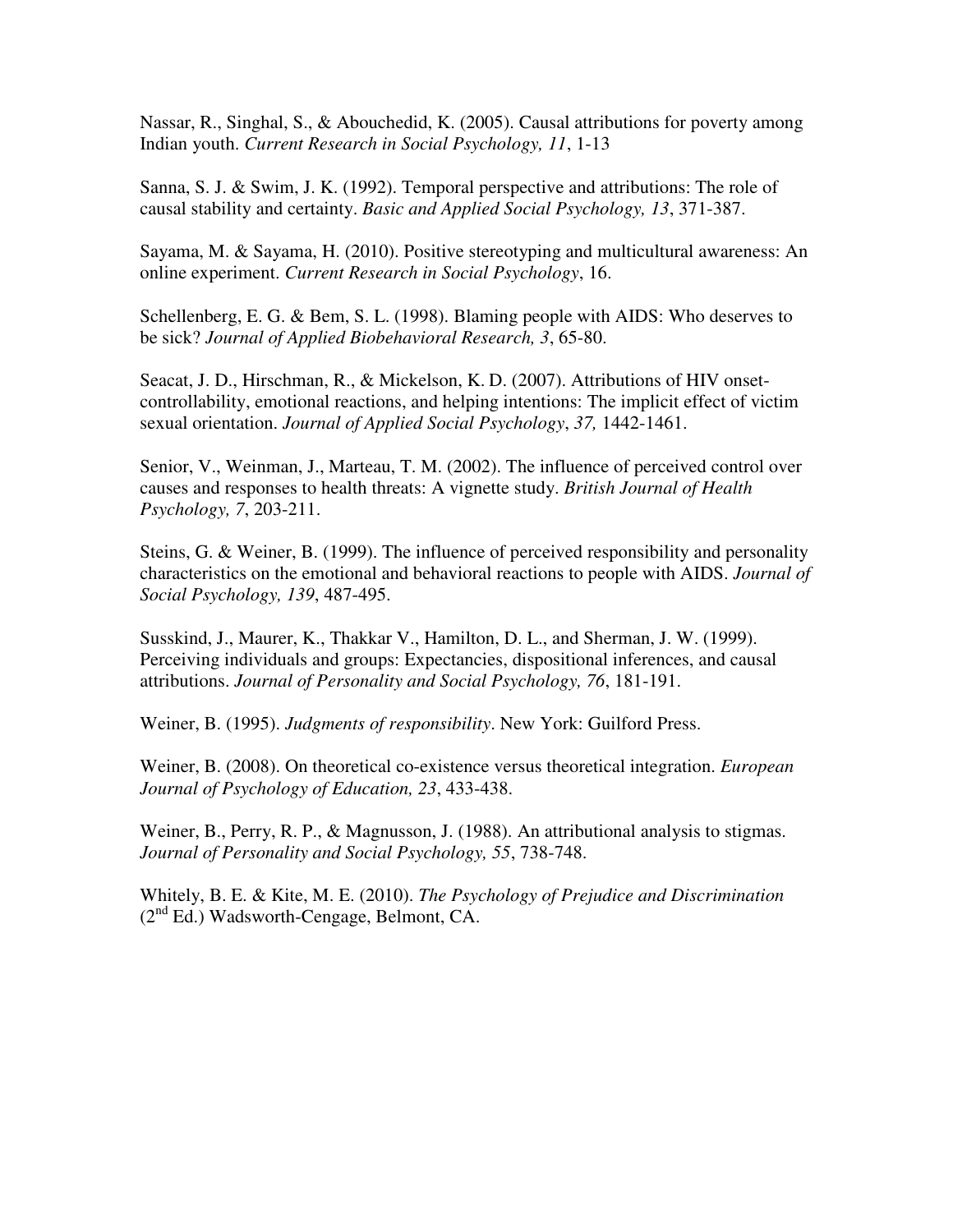Nassar, R., Singhal, S., & Abouchedid, K. (2005). Causal attributions for poverty among Indian youth. *Current Research in Social Psychology, 11*, 1-13

Sanna, S. J. & Swim, J. K. (1992). Temporal perspective and attributions: The role of causal stability and certainty. *Basic and Applied Social Psychology, 13*, 371-387.

Sayama, M. & Sayama, H. (2010). Positive stereotyping and multicultural awareness: An online experiment. *Current Research in Social Psychology*, 16.

Schellenberg, E. G. & Bem, S. L. (1998). Blaming people with AIDS: Who deserves to be sick? *Journal of Applied Biobehavioral Research, 3*, 65-80.

Seacat, J. D., Hirschman, R., & Mickelson, K. D. (2007). Attributions of HIV onset-controllability, emotional reactions, and helping intentions: The implicit effect of victim sexual orientation. *Journal of Applied Social Psychology*, *37,* 1442-1461.

Senior, V., Weinman, J., Marteau, T. M. (2002). The influence of perceived control over causes and responses to health threats: A vignette study. *British Journal of Health Psychology, 7*, 203-211.

Steins, G. & Weiner, B. (1999). The influence of perceived responsibility and personality characteristics on the emotional and behavioral reactions to people with AIDS. *Journal of Social Psychology, 139*, 487-495.

Susskind, J., Maurer, K., Thakkar V., Hamilton, D. L., and Sherman, J. W. (1999). Perceiving individuals and groups: Expectancies, dispositional inferences, and causal attributions. *Journal of Personality and Social Psychology, 76*, 181-191.

Weiner, B. (1995). *Judgments of responsibility*. New York: Guilford Press.

Weiner, B. (2008). On theoretical co-existence versus theoretical integration. *European Journal of Psychology of Education, 23*, 433-438.

Weiner, B., Perry, R. P., & Magnusson, J. (1988). An attributional analysis to stigmas. *Journal of Personality and Social Psychology, 55*, 738-748.

Whitely, B. E. & Kite, M. E. (2010). *The Psychology of Prejudice and Discrimination* (2nd Ed.) Wadsworth-Cengage, Belmont, CA.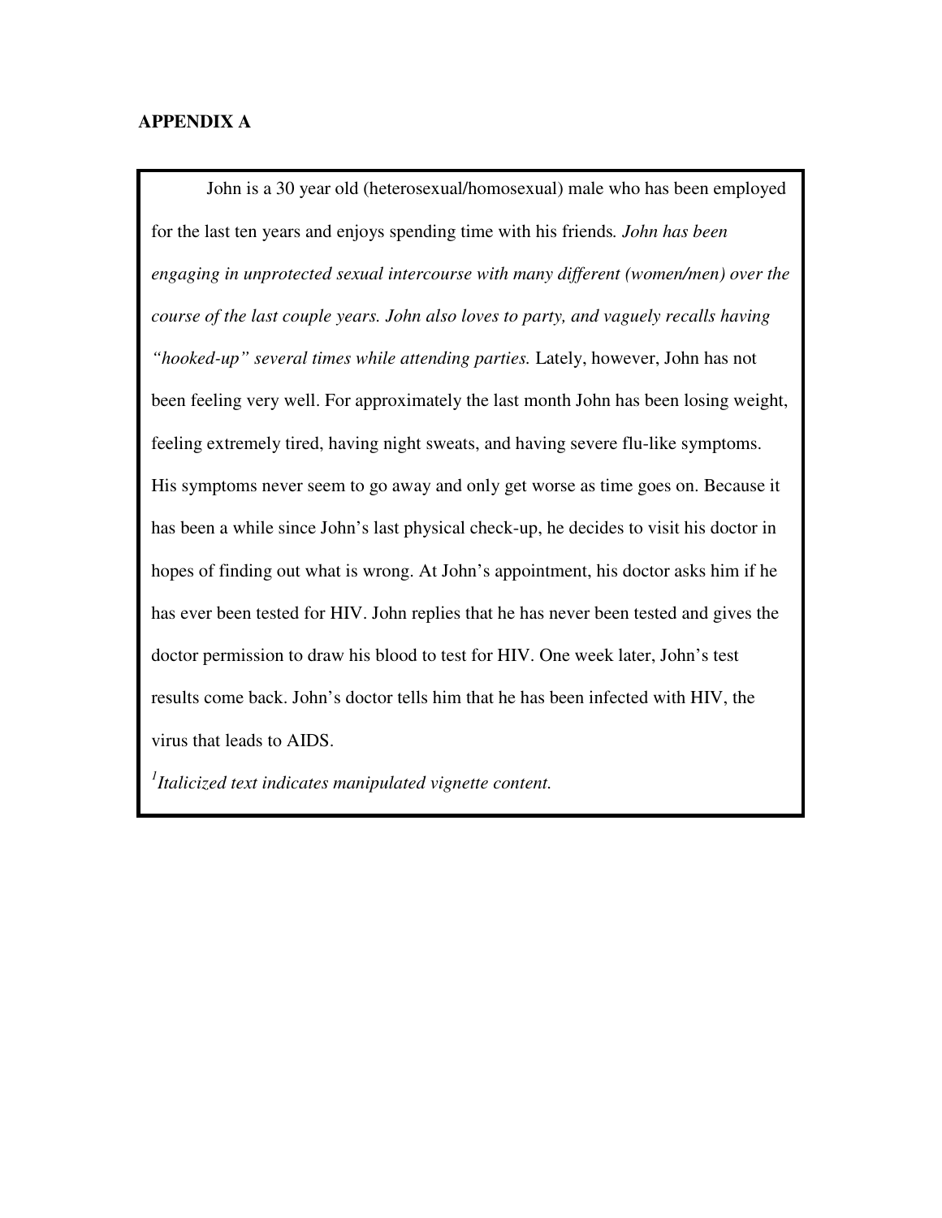## APPENDIX A

John is a 30 year old (heterosexual/homosexual) male who has been employed for the last ten years and enjoys spending time with his friends. *John has been engaging in unprotected sexual intercourse with many different (women/men) over the course of the last couple years. John also loves to party, and vaguely recalls having "hooked-up" several times while attending parties.* Lately, however, John has not been feeling very well. For approximately the last month John has been losing weight, feeling extremely tired, having night sweats, and having severe flu-like symptoms. His symptoms never seem to go away and only get worse as time goes on. Because it has been a while since John's last physical check-up, he decides to visit his doctor in hopes of finding out what is wrong. At John's appointment, his doctor asks him if he has ever been tested for HIV. John replies that he has never been tested and gives the doctor permission to draw his blood to test for HIV. One week later, John's test results come back. John's doctor tells him that he has been infected with HIV, the virus that leads to AIDS.

[1]*Italicized text indicates manipulated vignette content.*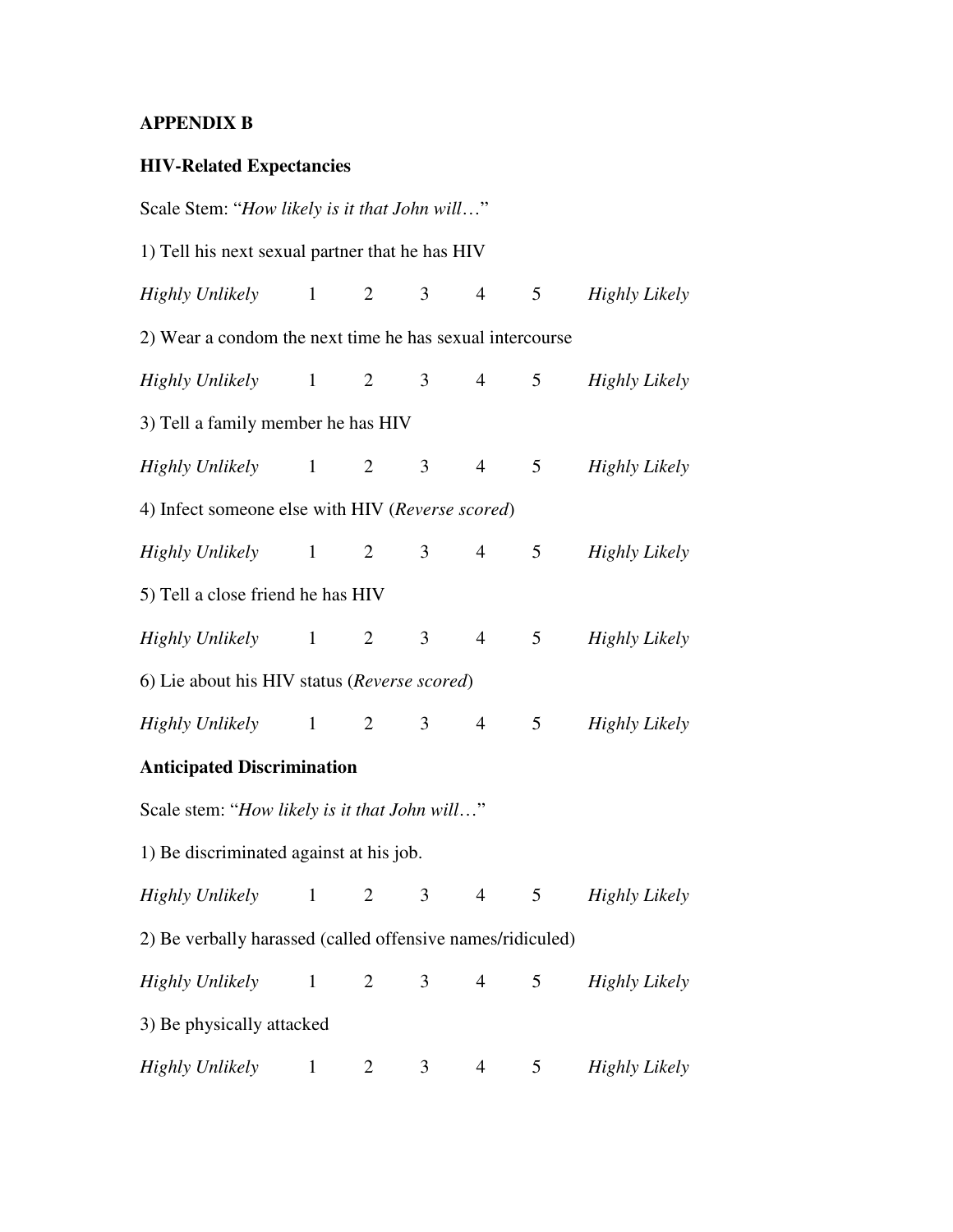## APPENDIX B

### HIV-Related Expectancies

Scale Stem: "*How likely is it that John will*…"

1) Tell his next sexual partner that he has HIV

*Highly Unlikely* 1 2 3 4 5 *Highly Likely*

2) Wear a condom the next time he has sexual intercourse

*Highly Unlikely* 1 2 3 4 5 *Highly Likely*

3) Tell a family member he has HIV

*Highly Unlikely* 1 2 3 4 5 *Highly Likely*

4) Infect someone else with HIV (*Reverse scored*)

*Highly Unlikely* 1 2 3 4 5 *Highly Likely*

5) Tell a close friend he has HIV

*Highly Unlikely* 1 2 3 4 5 *Highly Likely*

6) Lie about his HIV status (*Reverse scored*)

*Highly Unlikely* 1 2 3 4 5 *Highly Likely*

### Anticipated Discrimination

Scale stem: "*How likely is it that John will*…"

1) Be discriminated against at his job.

*Highly Unlikely* 1 2 3 4 5 *Highly Likely*

2) Be verbally harassed (called offensive names/ridiculed)

*Highly Unlikely* 1 2 3 4 5 *Highly Likely*

3) Be physically attacked

*Highly Unlikely* 1 2 3 4 5 *Highly Likely*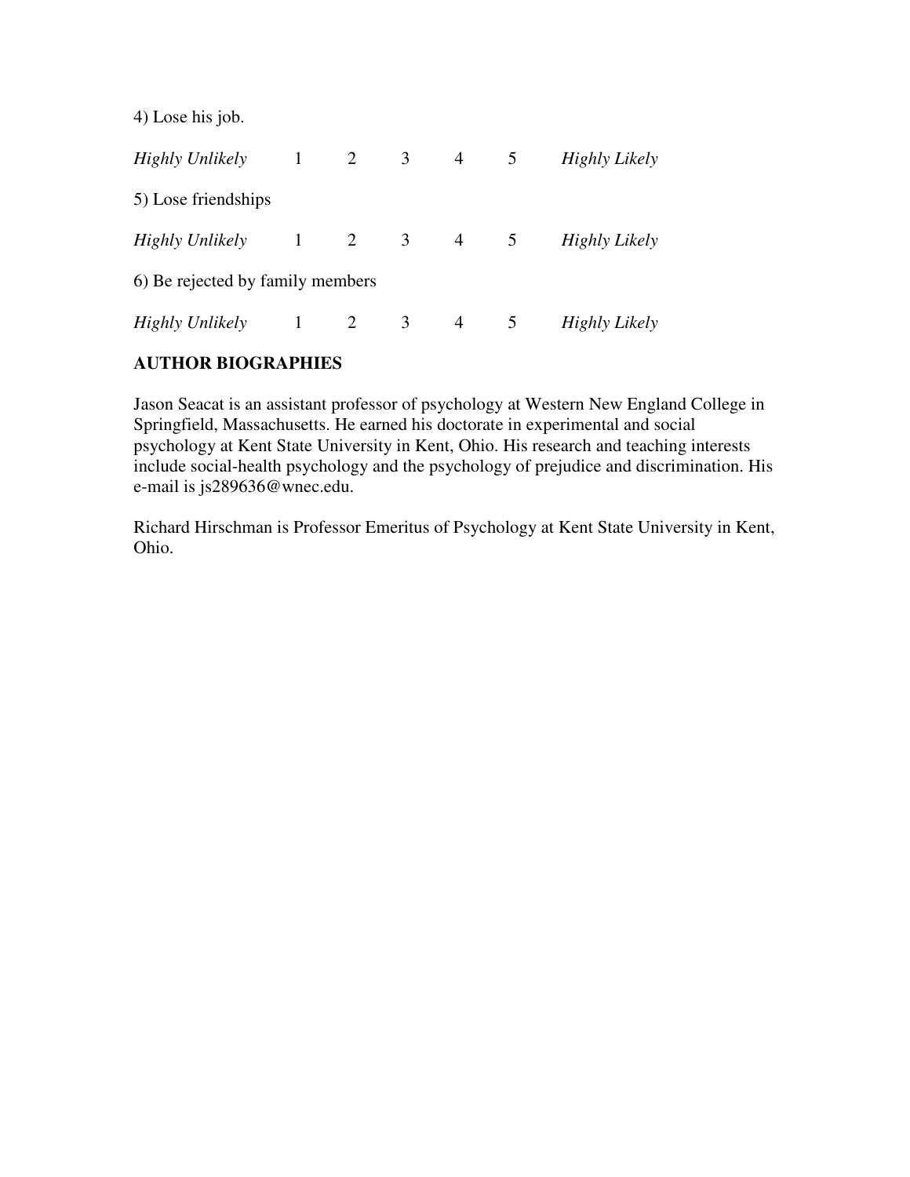4) Lose his job.

*Highly Unlikely* 1 2 3 4 5 *Highly Likely*

5) Lose friendships

*Highly Unlikely* 1 2 3 4 5 *Highly Likely*

6) Be rejected by family members

*Highly Unlikely* 1 2 3 4 5 *Highly Likely*

**AUTHOR BIOGRAPHIES**

Jason Seacat is an assistant professor of psychology at Western New England College in Springfield, Massachusetts. He earned his doctorate in experimental and social psychology at Kent State University in Kent, Ohio. His research and teaching interests include social-health psychology and the psychology of prejudice and discrimination. His e-mail is js289636@wnec.edu.

Richard Hirschman is Professor Emeritus of Psychology at Kent State University in Kent, Ohio.